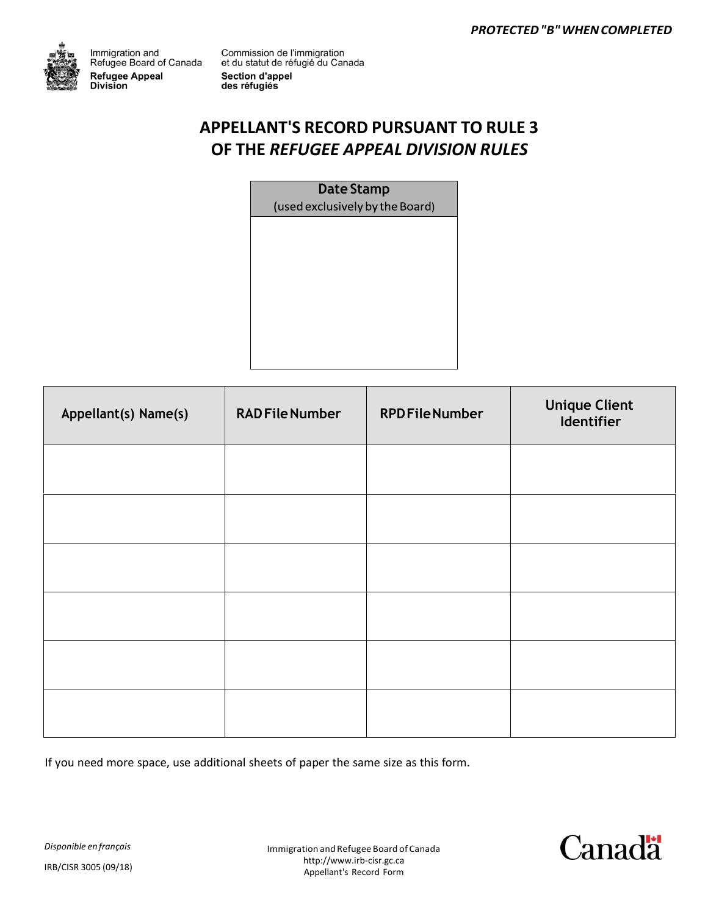PROTECTED "B" WHEN COMPLETED

Immigration and Refugee Board of Canada
Refugee Appeal Division

Commission de l'immigration et du statut de réfugié du Canada
Section d'appel des réfugiés

# APPELLANT'S RECORD PURSUANT TO RULE 3 OF THE *REFUGEE APPEAL DIVISION RULES*

| Date Stamp (used exclusively by the Board) |
| --- |
| |

| Appellant(s) Name(s) | RAD File Number | RPD File Number | Unique Client Identifier |
| --- | --- | --- | --- |
| | | | |
| | | | |
| | | | |
| | | | |
| | | | |
| | | | |

If you need more space, use additional sheets of paper the same size as this form.

*Disponible en français*

IRB/CISR 3005 (09/18)

Immigration and Refugee Board of Canada
http://www.irb-cisr.gc.ca
Appellant's Record Form

Canada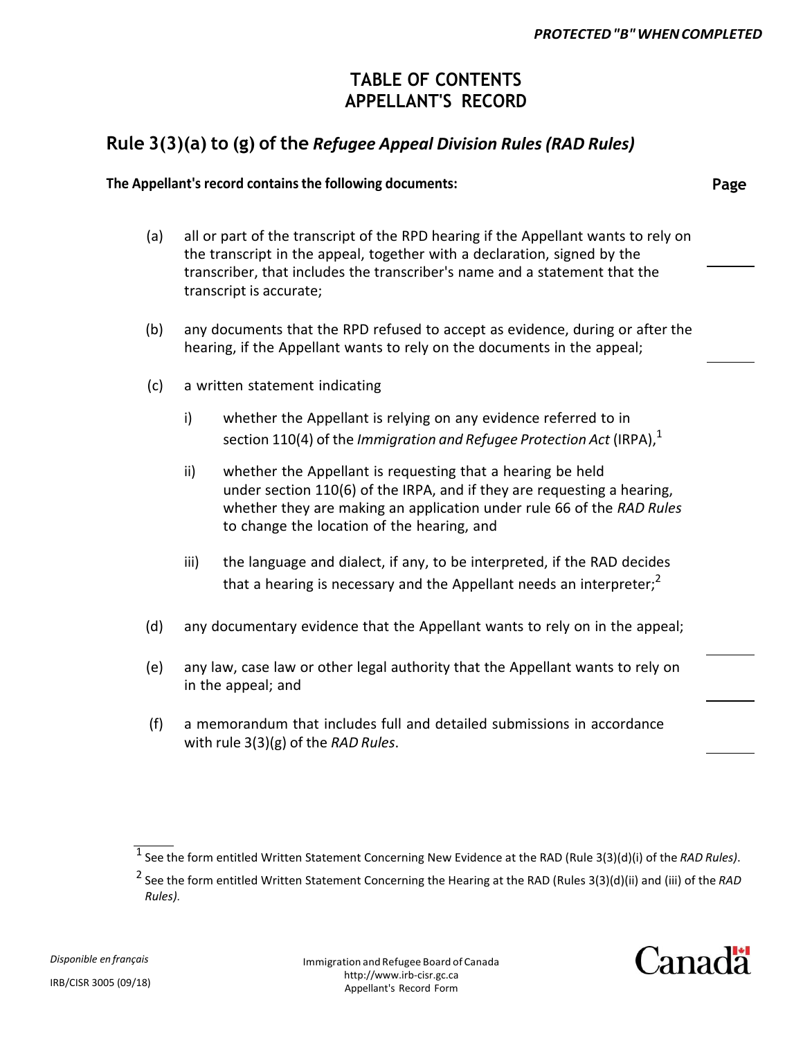PROTECTED "B" WHEN COMPLETED

# TABLE OF CONTENTS
# APPELLANT'S RECORD

## Rule 3(3)(a) to (g) of the *Refugee Appeal Division Rules (RAD Rules)*

**The Appellant's record contains the following documents:** **Page**

(a) all or part of the transcript of the RPD hearing if the Appellant wants to rely on the transcript in the appeal, together with a declaration, signed by the transcriber, that includes the transcriber's name and a statement that the transcript is accurate; ______

(b) any documents that the RPD refused to accept as evidence, during or after the hearing, if the Appellant wants to rely on the documents in the appeal; ______

(c) a written statement indicating

  i) whether the Appellant is relying on any evidence referred to in section 110(4) of the *Immigration and Refugee Protection Act* (IRPA),[1]

  ii) whether the Appellant is requesting that a hearing be held under section 110(6) of the IRPA, and if they are requesting a hearing, whether they are making an application under rule 66 of the *RAD Rules* to change the location of the hearing, and

  iii) the language and dialect, if any, to be interpreted, if the RAD decides that a hearing is necessary and the Appellant needs an interpreter;[2]

(d) any documentary evidence that the Appellant wants to rely on in the appeal; ______

(e) any law, case law or other legal authority that the Appellant wants to rely on in the appeal; and ______

(f) a memorandum that includes full and detailed submissions in accordance with rule 3(3)(g) of the *RAD Rules*. ______

---

[1] See the form entitled Written Statement Concerning New Evidence at the RAD (Rule 3(3)(d)(i) of the *RAD Rules)*.

[2] See the form entitled Written Statement Concerning the Hearing at the RAD (Rules 3(3)(d)(ii) and (iii) of the *RAD Rules)*.

*Disponible en français*

IRB/CISR 3005 (09/18)

Immigration and Refugee Board of Canada
http://www.irb-cisr.gc.ca
Appellant's Record Form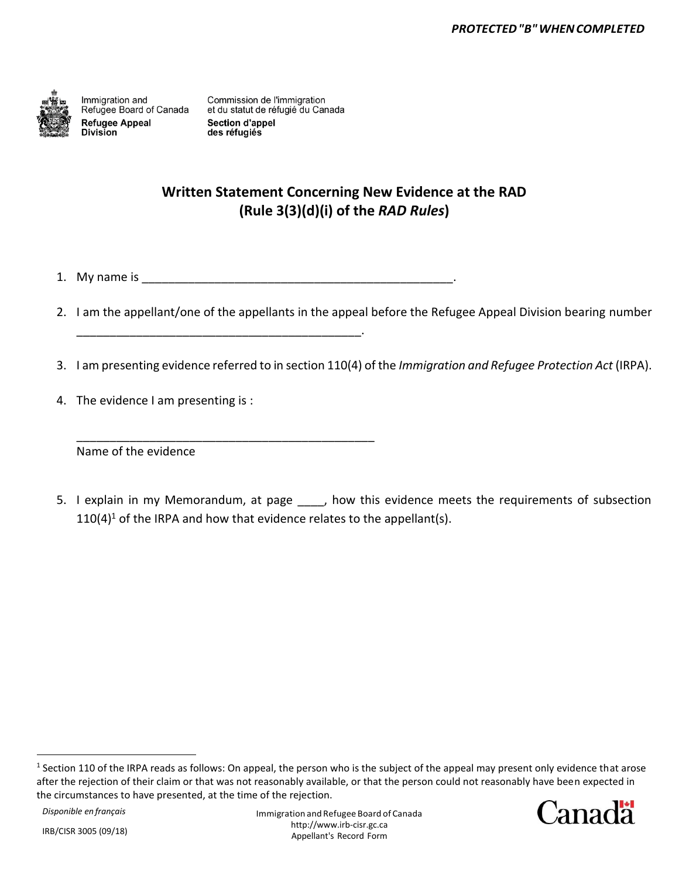**PROTECTED "B" WHEN COMPLETED**

Immigration and Refugee Board of Canada
**Refugee Appeal Division**

Commission de l'immigration et du statut de réfugié du Canada
**Section d'appel des réfugiés**

## Written Statement Concerning New Evidence at the RAD (Rule 3(3)(d)(i) of the *RAD Rules*)

1. My name is _______________________________________________.

2. I am the appellant/one of the appellants in the appeal before the Refugee Appeal Division bearing number __________________________________________.

3. I am presenting evidence referred to in section 110(4) of the *Immigration and Refugee Protection Act* (IRPA).

4. The evidence I am presenting is :

   _____________________________________________
   Name of the evidence

5. I explain in my Memorandum, at page ____, how this evidence meets the requirements of subsection 110(4)[1] of the IRPA and how that evidence relates to the appellant(s).

[1] Section 110 of the IRPA reads as follows: On appeal, the person who is the subject of the appeal may present only evidence that arose after the rejection of their claim or that was not reasonably available, or that the person could not reasonably have been expected in the circumstances to have presented, at the time of the rejection.

*Disponible en français*

IRB/CISR 3005 (09/18)

Immigration and Refugee Board of Canada
http://www.irb-cisr.gc.ca
Appellant's Record Form

Canada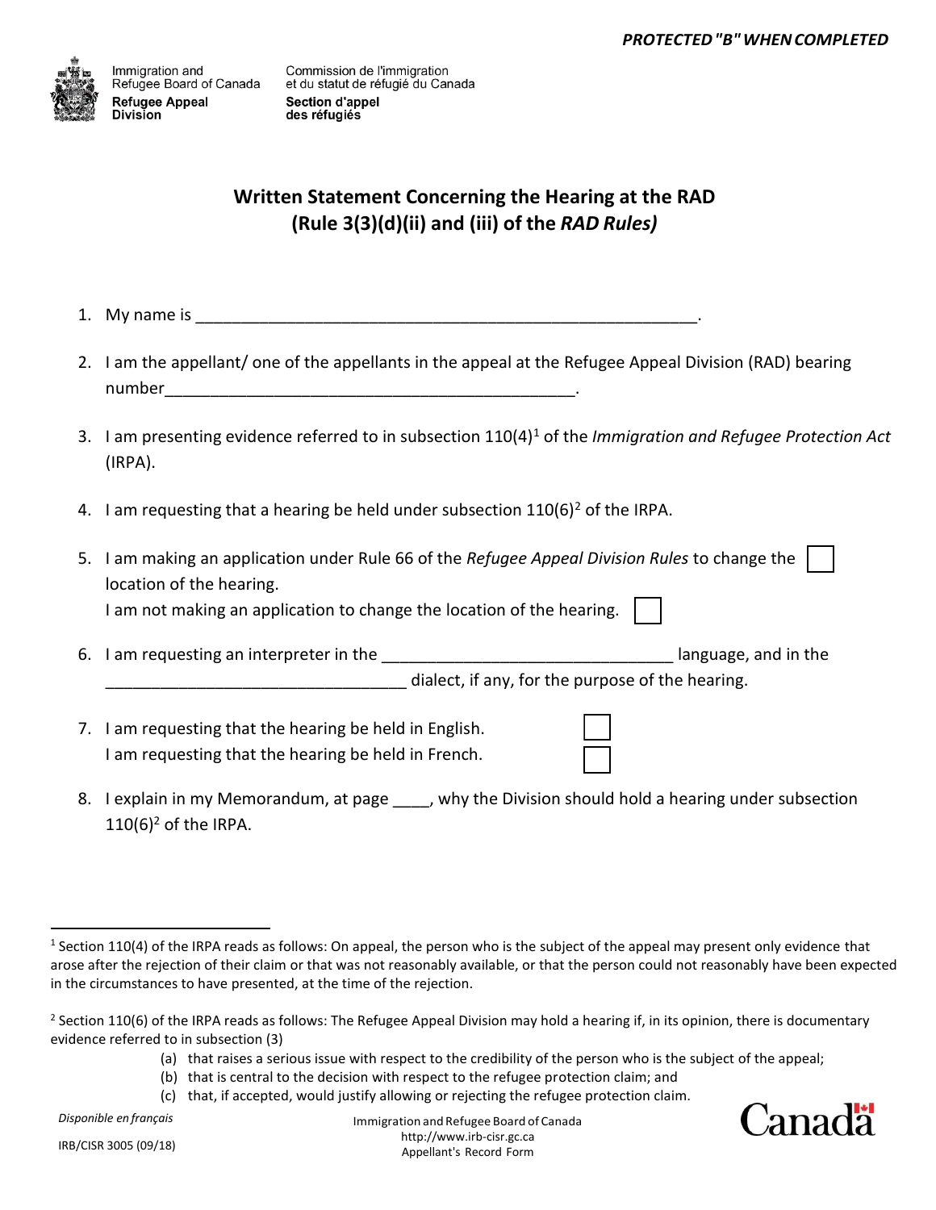PROTECTED "B" WHEN COMPLETED

Immigration and Refugee Board of Canada — Commission de l'immigration et du statut de réfugié du Canada
**Refugee Appeal Division** — **Section d'appel des réfugiés**

## Written Statement Concerning the Hearing at the RAD (Rule 3(3)(d)(ii) and (iii) of the *RAD Rules*)

1. My name is ________________________________________________________.

2. I am the appellant/ one of the appellants in the appeal at the Refugee Appeal Division (RAD) bearing number_____________________________________________.

3. I am presenting evidence referred to in subsection 110(4)[1] of the *Immigration and Refugee Protection Act* (IRPA).

4. I am requesting that a hearing be held under subsection 110(6)[2] of the IRPA.

5. I am making an application under Rule 66 of the *Refugee Appeal Division Rules* to change the location of the hearing. ☐
   I am not making an application to change the location of the hearing. ☐

6. I am requesting an interpreter in the ______________________________ language, and in the ______________________________ dialect, if any, for the purpose of the hearing.

7. I am requesting that the hearing be held in English. ☐
   I am requesting that the hearing be held in French. ☐

8. I explain in my Memorandum, at page ____, why the Division should hold a hearing under subsection 110(6)[2] of the IRPA.

---

[1] Section 110(4) of the IRPA reads as follows: On appeal, the person who is the subject of the appeal may present only evidence that arose after the rejection of their claim or that was not reasonably available, or that the person could not reasonably have been expected in the circumstances to have presented, at the time of the rejection.

[2] Section 110(6) of the IRPA reads as follows: The Refugee Appeal Division may hold a hearing if, in its opinion, there is documentary evidence referred to in subsection (3)

(a) that raises a serious issue with respect to the credibility of the person who is the subject of the appeal;
(b) that is central to the decision with respect to the refugee protection claim; and
(c) that, if accepted, would justify allowing or rejecting the refugee protection claim.

*Disponible en français*

IRB/CISR 3005 (09/18)

Immigration and Refugee Board of Canada
http://www.irb-cisr.gc.ca
Appellant's Record Form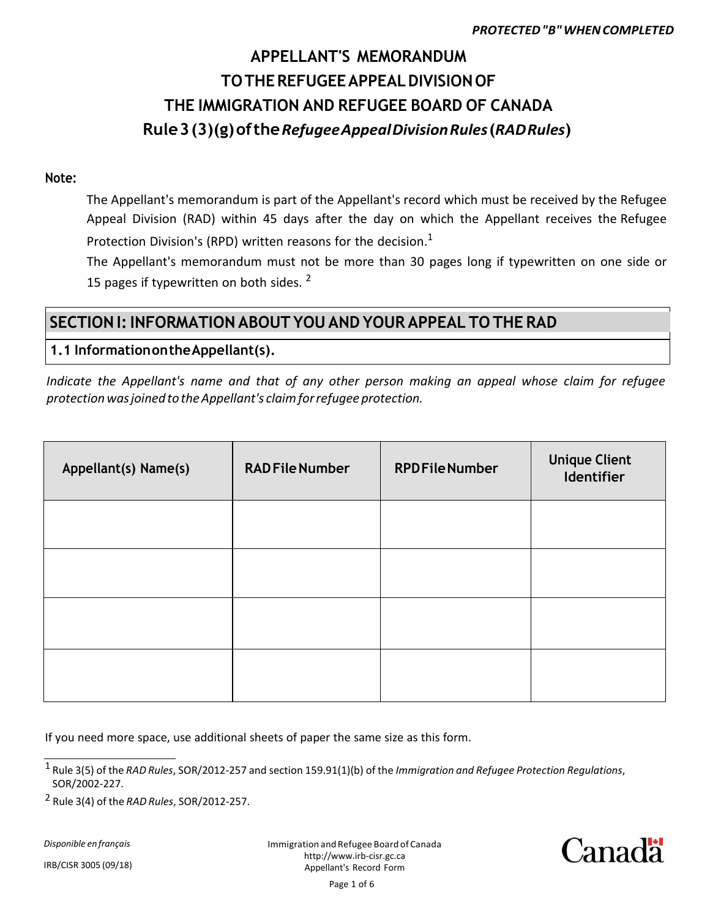**PROTECTED "B" WHEN COMPLETED**

# APPELLANT'S MEMORANDUM TO THE REFUGEE APPEAL DIVISION OF THE IMMIGRATION AND REFUGEE BOARD OF CANADA

## Rule 3 (3)(g) of the *Refugee Appeal Division Rules* (*RAD Rules*)

**Note:**

The Appellant's memorandum is part of the Appellant's record which must be received by the Refugee Appeal Division (RAD) within 45 days after the day on which the Appellant receives the Refugee Protection Division's (RPD) written reasons for the decision.[1]

The Appellant's memorandum must not be more than 30 pages long if typewritten on one side or 15 pages if typewritten on both sides. [2]

## SECTION I: INFORMATION ABOUT YOU AND YOUR APPEAL TO THE RAD

### 1.1 Information on the Appellant(s).

*Indicate the Appellant's name and that of any other person making an appeal whose claim for refugee protection was joined to the Appellant's claim for refugee protection.*

| Appellant(s) Name(s) | RAD File Number | RPD File Number | Unique Client Identifier |
|---|---|---|---|
| | | | |
| | | | |
| | | | |
| | | | |

If you need more space, use additional sheets of paper the same size as this form.

[1] Rule 3(5) of the *RAD Rules*, SOR/2012-257 and section 159.91(1)(b) of the *Immigration and Refugee Protection Regulations*, SOR/2002-227.

[2] Rule 3(4) of the *RAD Rules*, SOR/2012-257.

*Disponible en français*

IRB/CISR 3005 (09/18)

Immigration and Refugee Board of Canada
http://www.irb-cisr.gc.ca
Appellant's Record Form

Canada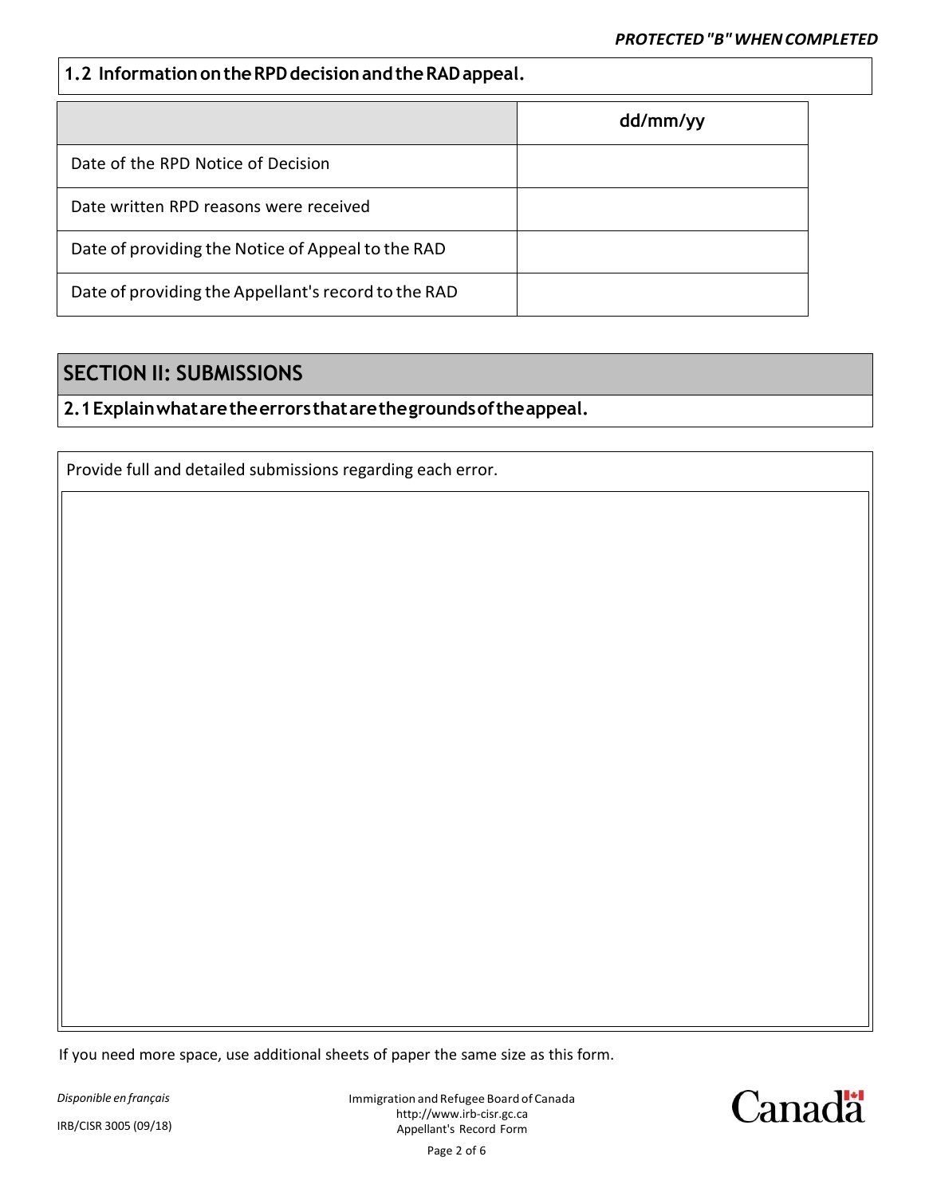***PROTECTED "B" WHEN COMPLETED***

## 1.2 Information on the RPD decision and the RAD appeal.

| | dd/mm/yy |
|---|---|
| Date of the RPD Notice of Decision | |
| Date written RPD reasons were received | |
| Date of providing the Notice of Appeal to the RAD | |
| Date of providing the Appellant's record to the RAD | |

## SECTION II: SUBMISSIONS

### 2.1 Explain what are the errors that are the grounds of the appeal.

Provide full and detailed submissions regarding each error.

If you need more space, use additional sheets of paper the same size as this form.

*Disponible en français*

IRB/CISR 3005 (09/18)

Immigration and Refugee Board of Canada
http://www.irb-cisr.gc.ca
Appellant's Record Form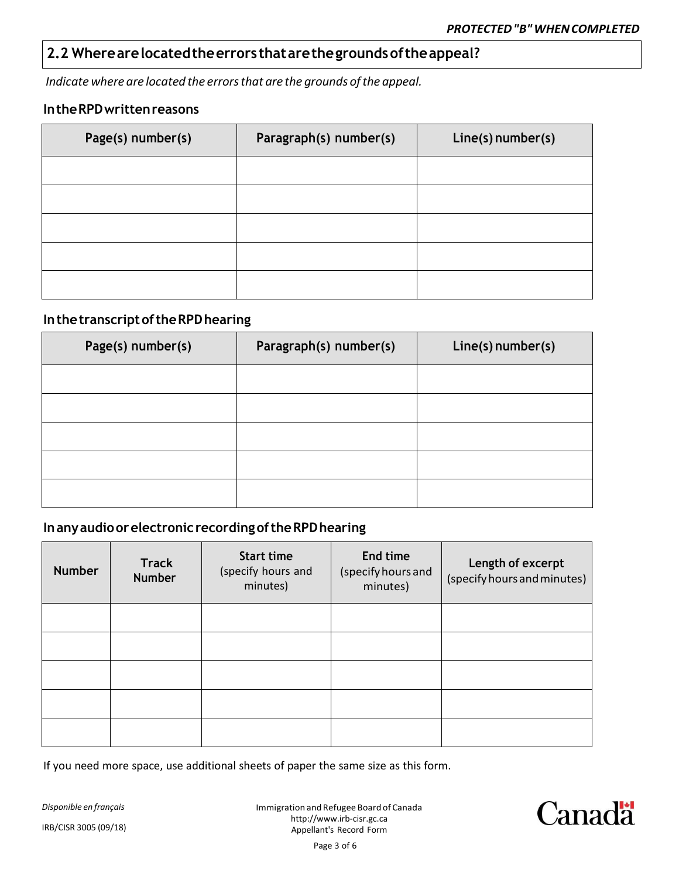**PROTECTED "B" WHEN COMPLETED**

## 2.2 Where are located the errors that are the grounds of the appeal?

*Indicate where are located the errors that are the grounds of the appeal.*

### In the RPD written reasons

| Page(s) number(s) | Paragraph(s) number(s) | Line(s) number(s) |
|---|---|---|
| | | |
| | | |
| | | |
| | | |
| | | |

### In the transcript of the RPD hearing

| Page(s) number(s) | Paragraph(s) number(s) | Line(s) number(s) |
|---|---|---|
| | | |
| | | |
| | | |
| | | |
| | | |

### In any audio or electronic recording of the RPD hearing

| Number | Track Number | Start time (specify hours and minutes) | End time (specify hours and minutes) | Length of excerpt (specify hours and minutes) |
|---|---|---|---|---|
| | | | | |
| | | | | |
| | | | | |
| | | | | |
| | | | | |

If you need more space, use additional sheets of paper the same size as this form.

*Disponible en français*

IRB/CISR 3005 (09/18)

Immigration and Refugee Board of Canada
http://www.irb-cisr.gc.ca
Appellant's Record Form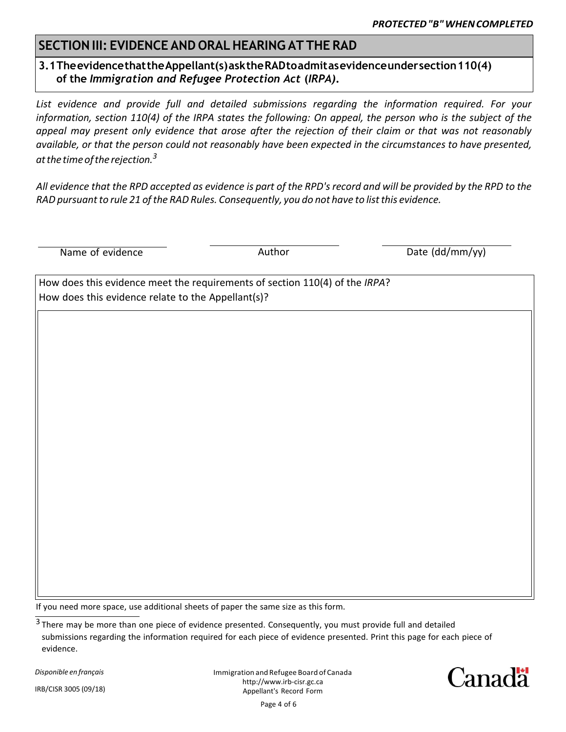PROTECTED "B" WHEN COMPLETED

## SECTION III: EVIDENCE AND ORAL HEARING AT THE RAD

### 3.1 The evidence that the Appellant(s) ask the RAD to admit as evidence under section 110(4) of the *Immigration and Refugee Protection Act* (*IRPA*).

*List evidence and provide full and detailed submissions regarding the information required. For your information, section 110(4) of the IRPA states the following: On appeal, the person who is the subject of the appeal may present only evidence that arose after the rejection of their claim or that was not reasonably available, or that the person could not reasonably have been expected in the circumstances to have presented, at the time of the rejection.*[3]

*All evidence that the RPD accepted as evidence is part of the RPD's record and will be provided by the RPD to the RAD pursuant to rule 21 of the RAD Rules. Consequently, you do not have to list this evidence.*

| Name of evidence | Author | Date (dd/mm/yy) |
| --- | --- | --- |
| | | |

| How does this evidence meet the requirements of section 110(4) of the *IRPA*?<br>How does this evidence relate to the Appellant(s)? |
| --- |
| |

If you need more space, use additional sheets of paper the same size as this form.

[3] There may be more than one piece of evidence presented. Consequently, you must provide full and detailed submissions regarding the information required for each piece of evidence presented. Print this page for each piece of evidence.

*Disponible en français*

IRB/CISR 3005 (09/18)

Immigration and Refugee Board of Canada
http://www.irb-cisr.gc.ca
Appellant's Record Form

Canada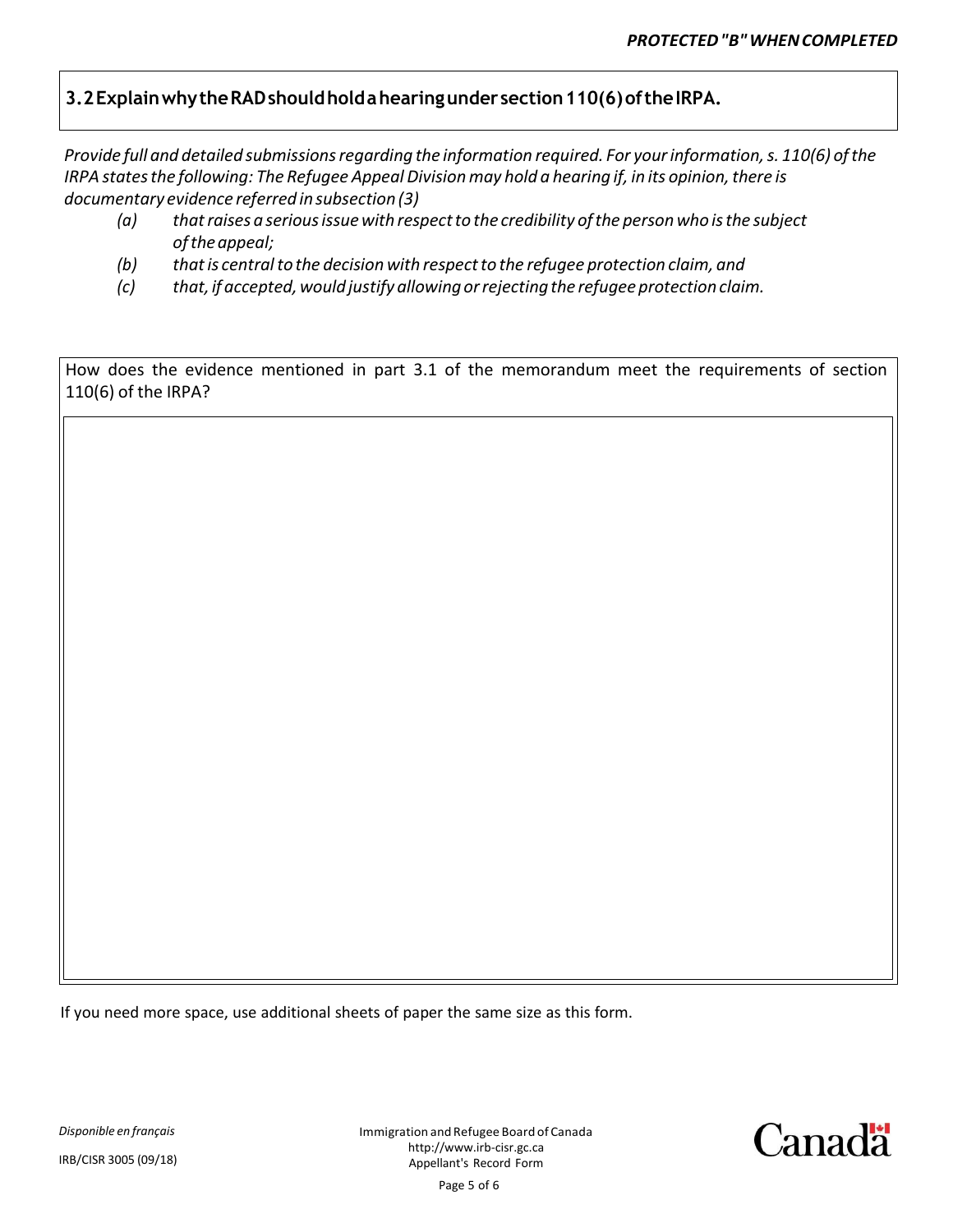*PROTECTED "B" WHEN COMPLETED*

## 3.2 Explain why the RAD should hold a hearing under section 110(6) of the IRPA.

*Provide full and detailed submissions regarding the information required. For your information, s. 110(6) of the IRPA states the following: The Refugee Appeal Division may hold a hearing if, in its opinion, there is documentary evidence referred in subsection (3)*

- *(a) that raises a serious issue with respect to the credibility of the person who is the subject of the appeal;*
- *(b) that is central to the decision with respect to the refugee protection claim, and*
- *(c) that, if accepted, would justify allowing or rejecting the refugee protection claim.*

| How does the evidence mentioned in part 3.1 of the memorandum meet the requirements of section 110(6) of the IRPA? |
| --- |
| |

If you need more space, use additional sheets of paper the same size as this form.

*Disponible en français*

IRB/CISR 3005 (09/18)

Immigration and Refugee Board of Canada
http://www.irb-cisr.gc.ca
Appellant's Record Form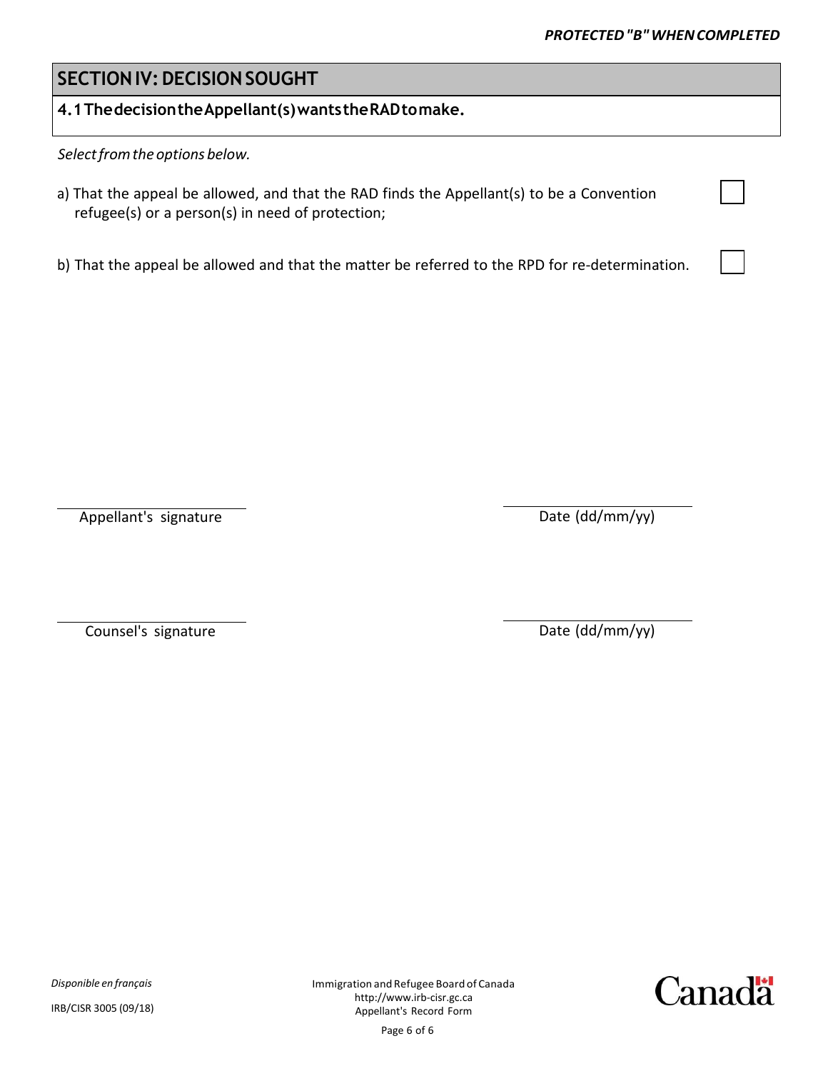## SECTION IV: DECISION SOUGHT

**4.1 The decision the Appellant(s) wants the RAD to make.**

*Select from the options below.*

a) That the appeal be allowed, and that the RAD finds the Appellant(s) to be a Convention refugee(s) or a person(s) in need of protection; ☐

b) That the appeal be allowed and that the matter be referred to the RPD for re-determination. ☐

Appellant's signature

Date (dd/mm/yy)

Counsel's signature

Date (dd/mm/yy)

*Disponible en français*

IRB/CISR 3005 (09/18)

Immigration and Refugee Board of Canada
http://www.irb-cisr.gc.ca
Appellant's Record Form

Canada